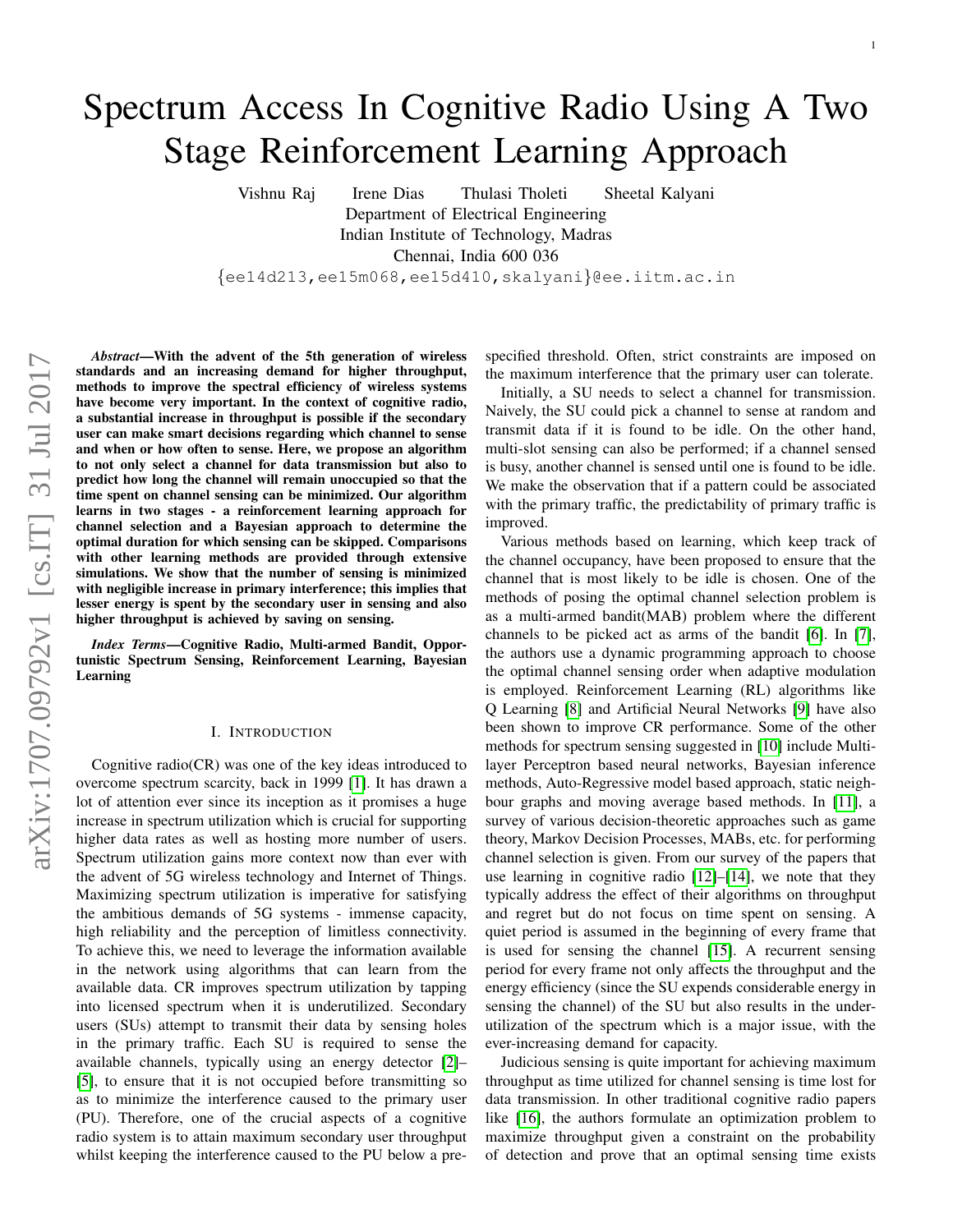# Spectrum Access In Cognitive Radio Using A Two Stage Reinforcement Learning Approach

Vishnu Raj  Irene Dias  Thulasi Tholeti  Sheetal Kalyani
Department of Electrical Engineering
Indian Institute of Technology, Madras
Chennai, India 600 036
{ee14d213,ee15m068,ee15d410,skalyani}@ee.iitm.ac.in

***Abstract*—With the advent of the 5th generation of wireless standards and an increasing demand for higher throughput, methods to improve the spectral efficiency of wireless systems have become very important. In the context of cognitive radio, a substantial increase in throughput is possible if the secondary user can make smart decisions regarding which channel to sense and when or how often to sense. Here, we propose an algorithm to not only select a channel for data transmission but also to predict how long the channel will remain unoccupied so that the time spent on channel sensing can be minimized. Our algorithm learns in two stages - a reinforcement learning approach for channel selection and a Bayesian approach to determine the optimal duration for which sensing can be skipped. Comparisons with other learning methods are provided through extensive simulations. We show that the number of sensing is minimized with negligible increase in primary interference; this implies that lesser energy is spent by the secondary user in sensing and also higher throughput is achieved by saving on sensing.**

***Index Terms*—Cognitive Radio, Multi-armed Bandit, Opportunistic Spectrum Sensing, Reinforcement Learning, Bayesian Learning**

## I. Introduction

Cognitive radio(CR) was one of the key ideas introduced to overcome spectrum scarcity, back in 1999 [1]. It has drawn a lot of attention ever since its inception as it promises a huge increase in spectrum utilization which is crucial for supporting higher data rates as well as hosting more number of users. Spectrum utilization gains more context now than ever with the advent of 5G wireless technology and Internet of Things. Maximizing spectrum utilization is imperative for satisfying the ambitious demands of 5G systems - immense capacity, high reliability and the perception of limitless connectivity. To achieve this, we need to leverage the information available in the network using algorithms that can learn from the available data. CR improves spectrum utilization by tapping into licensed spectrum when it is underutilized. Secondary users (SUs) attempt to transmit their data by sensing holes in the primary traffic. Each SU is required to sense the available channels, typically using an energy detector [2]–[5], to ensure that it is not occupied before transmitting so as to minimize the interference caused to the primary user (PU). Therefore, one of the crucial aspects of a cognitive radio system is to attain maximum secondary user throughput whilst keeping the interference caused to the PU below a pre-specified threshold. Often, strict constraints are imposed on the maximum interference that the primary user can tolerate.

Initially, a SU needs to select a channel for transmission. Naively, the SU could pick a channel to sense at random and transmit data if it is found to be idle. On the other hand, multi-slot sensing can also be performed; if a channel sensed is busy, another channel is sensed until one is found to be idle. We make the observation that if a pattern could be associated with the primary traffic, the predictability of primary traffic is improved.

Various methods based on learning, which keep track of the channel occupancy, have been proposed to ensure that the channel that is most likely to be idle is chosen. One of the methods of posing the optimal channel selection problem is as a multi-armed bandit(MAB) problem where the different channels to be picked act as arms of the bandit [6]. In [7], the authors use a dynamic programming approach to choose the optimal channel sensing order when adaptive modulation is employed. Reinforcement Learning (RL) algorithms like Q Learning [8] and Artificial Neural Networks [9] have also been shown to improve CR performance. Some of the other methods for spectrum sensing suggested in [10] include Multi-layer Perceptron based neural networks, Bayesian inference methods, Auto-Regressive model based approach, static neighbour graphs and moving average based methods. In [11], a survey of various decision-theoretic approaches such as game theory, Markov Decision Processes, MABs, etc. for performing channel selection is given. From our survey of the papers that use learning in cognitive radio [12]–[14], we note that they typically address the effect of their algorithms on throughput and regret but do not focus on time spent on sensing. A quiet period is assumed in the beginning of every frame that is used for sensing the channel [15]. A recurrent sensing period for every frame not only affects the throughput and the energy efficiency (since the SU expends considerable energy in sensing the channel) of the SU but also results in the under-utilization of the spectrum which is a major issue, with the ever-increasing demand for capacity.

Judicious sensing is quite important for achieving maximum throughput as time utilized for channel sensing is time lost for data transmission. In other traditional cognitive radio papers like [16], the authors formulate an optimization problem to maximize throughput given a constraint on the probability of detection and prove that an optimal sensing time exists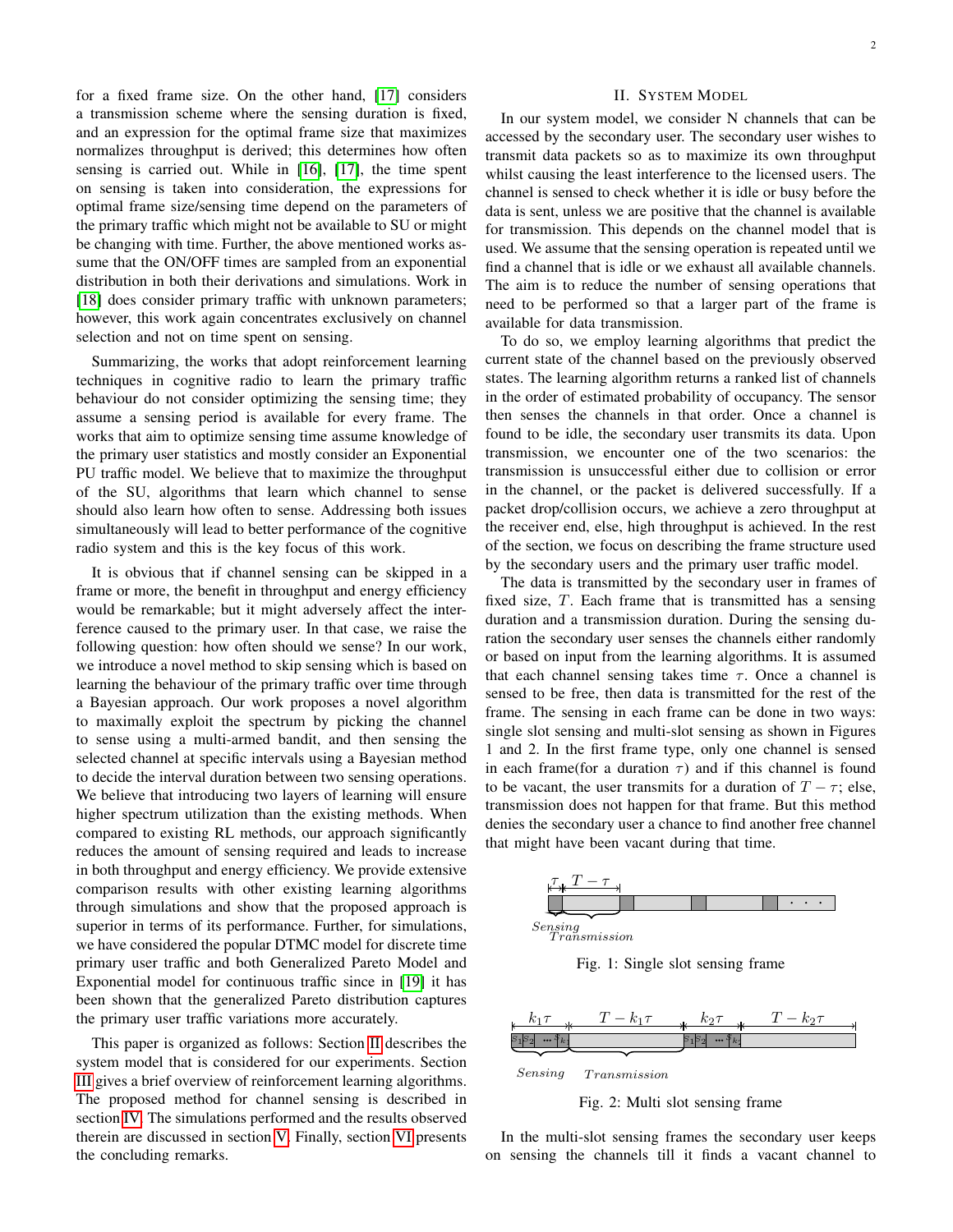for a fixed frame size. On the other hand, [17] considers a transmission scheme where the sensing duration is fixed, and an expression for the optimal frame size that maximizes normalizes throughput is derived; this determines how often sensing is carried out. While in [16], [17], the time spent on sensing is taken into consideration, the expressions for optimal frame size/sensing time depend on the parameters of the primary traffic which might not be available to SU or might be changing with time. Further, the above mentioned works assume that the ON/OFF times are sampled from an exponential distribution in both their derivations and simulations. Work in [18] does consider primary traffic with unknown parameters; however, this work again concentrates exclusively on channel selection and not on time spent on sensing.

Summarizing, the works that adopt reinforcement learning techniques in cognitive radio to learn the primary traffic behaviour do not consider optimizing the sensing time; they assume a sensing period is available for every frame. The works that aim to optimize sensing time assume knowledge of the primary user statistics and mostly consider an Exponential PU traffic model. We believe that to maximize the throughput of the SU, algorithms that learn which channel to sense should also learn how often to sense. Addressing both issues simultaneously will lead to better performance of the cognitive radio system and this is the key focus of this work.

It is obvious that if channel sensing can be skipped in a frame or more, the benefit in throughput and energy efficiency would be remarkable; but it might adversely affect the interference caused to the primary user. In that case, we raise the following question: how often should we sense? In our work, we introduce a novel method to skip sensing which is based on learning the behaviour of the primary traffic over time through a Bayesian approach. Our work proposes a novel algorithm to maximally exploit the spectrum by picking the channel to sense using a multi-armed bandit, and then sensing the selected channel at specific intervals using a Bayesian method to decide the interval duration between two sensing operations. We believe that introducing two layers of learning will ensure higher spectrum utilization than the existing methods. When compared to existing RL methods, our approach significantly reduces the amount of sensing required and leads to increase in both throughput and energy efficiency. We provide extensive comparison results with other existing learning algorithms through simulations and show that the proposed approach is superior in terms of its performance. Further, for simulations, we have considered the popular DTMC model for discrete time primary user traffic and both Generalized Pareto Model and Exponential model for continuous traffic since in [19] it has been shown that the generalized Pareto distribution captures the primary user traffic variations more accurately.

This paper is organized as follows: Section II describes the system model that is considered for our experiments. Section III gives a brief overview of reinforcement learning algorithms. The proposed method for channel sensing is described in section IV. The simulations performed and the results observed therein are discussed in section V. Finally, section VI presents the concluding remarks.

## II. System Model

In our system model, we consider N channels that can be accessed by the secondary user. The secondary user wishes to transmit data packets so as to maximize its own throughput whilst causing the least interference to the licensed users. The channel is sensed to check whether it is idle or busy before the data is sent, unless we are positive that the channel is available for transmission. This depends on the channel model that is used. We assume that the sensing operation is repeated until we find a channel that is idle or we exhaust all available channels. The aim is to reduce the number of sensing operations that need to be performed so that a larger part of the frame is available for data transmission.

To do so, we employ learning algorithms that predict the current state of the channel based on the previously observed states. The learning algorithm returns a ranked list of channels in the order of estimated probability of occupancy. The sensor then senses the channels in that order. Once a channel is found to be idle, the secondary user transmits its data. Upon transmission, we encounter one of the two scenarios: the transmission is unsuccessful either due to collision or error in the channel, or the packet is delivered successfully. If a packet drop/collision occurs, we achieve a zero throughput at the receiver end, else, high throughput is achieved. In the rest of the section, we focus on describing the frame structure used by the secondary users and the primary user traffic model.

The data is transmitted by the secondary user in frames of fixed size, $T$. Each frame that is transmitted has a sensing duration and a transmission duration. During the sensing duration the secondary user senses the channels either randomly or based on input from the learning algorithms. It is assumed that each channel sensing takes time $\tau$. Once a channel is sensed to be free, then data is transmitted for the rest of the frame. The sensing in each frame can be done in two ways: single slot sensing and multi-slot sensing as shown in Figures 1 and 2. In the first frame type, only one channel is sensed in each frame(for a duration $\tau$) and if this channel is found to be vacant, the user transmits for a duration of $T - \tau$; else, transmission does not happen for that frame. But this method denies the secondary user a chance to find another free channel that might have been vacant during that time.

Fig. 1: Single slot sensing frame

Fig. 2: Multi slot sensing frame

In the multi-slot sensing frames the secondary user keeps on sensing the channels till it finds a vacant channel to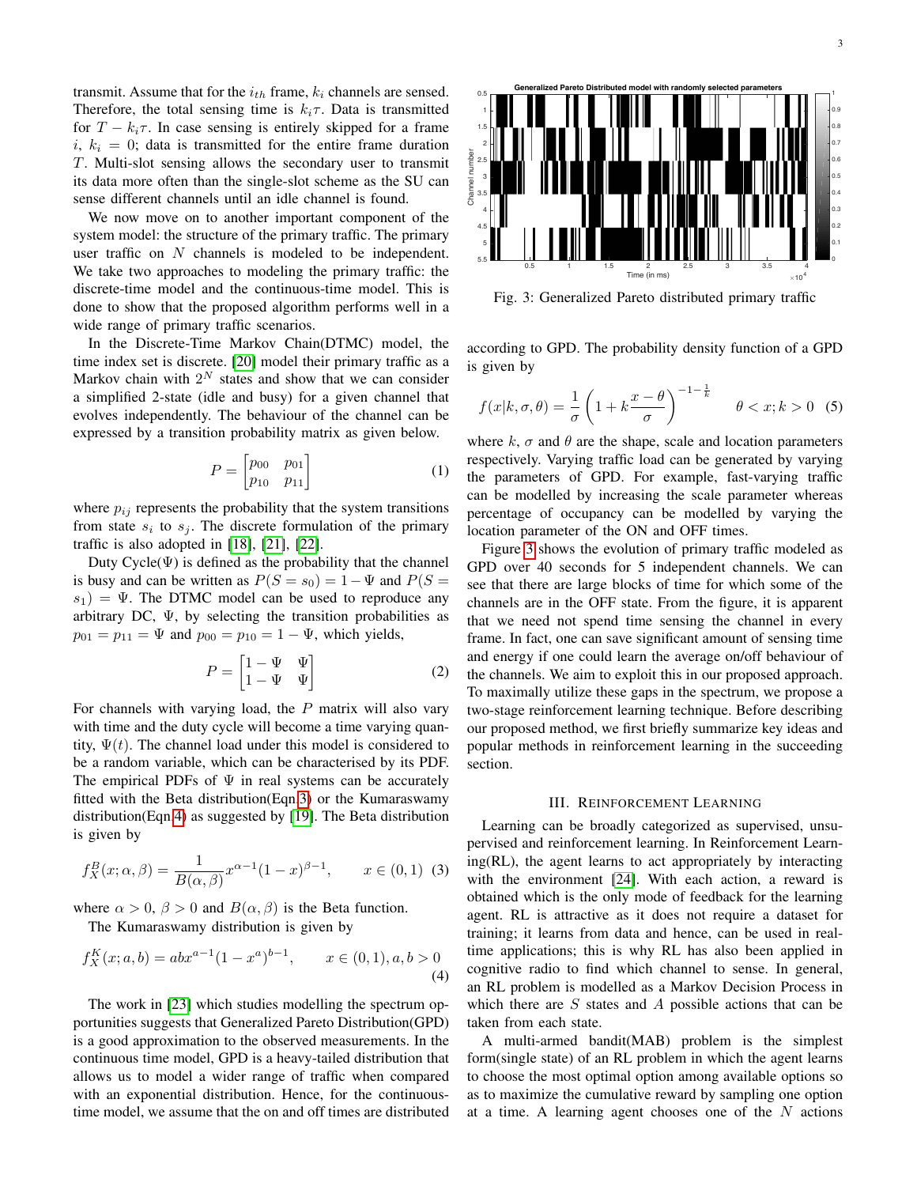transmit. Assume that for the $i_{th}$ frame, $k_i$ channels are sensed. Therefore, the total sensing time is $k_i\tau$. Data is transmitted for $T - k_i\tau$. In case sensing is entirely skipped for a frame $i$, $k_i = 0$; data is transmitted for the entire frame duration $T$. Multi-slot sensing allows the secondary user to transmit its data more often than the single-slot scheme as the SU can sense different channels until an idle channel is found.

We now move on to another important component of the system model: the structure of the primary traffic. The primary user traffic on $N$ channels is modeled to be independent. We take two approaches to modeling the primary traffic: the discrete-time model and the continuous-time model. This is done to show that the proposed algorithm performs well in a wide range of primary traffic scenarios.

In the Discrete-Time Markov Chain(DTMC) model, the time index set is discrete. [20] model their primary traffic as a Markov chain with $2^N$ states and show that we can consider a simplified 2-state (idle and busy) for a given channel that evolves independently. The behaviour of the channel can be expressed by a transition probability matrix as given below.

$$P = \begin{bmatrix} p_{00} & p_{01} \\ p_{10} & p_{11} \end{bmatrix} \tag{1}$$

where $p_{ij}$ represents the probability that the system transitions from state $s_i$ to $s_j$. The discrete formulation of the primary traffic is also adopted in [18], [21], [22].

Duty Cycle($\Psi$) is defined as the probability that the channel is busy and can be written as $P(S = s_0) = 1 - \Psi$ and $P(S = s_1) = \Psi$. The DTMC model can be used to reproduce any arbitrary DC, $\Psi$, by selecting the transition probabilities as $p_{01} = p_{11} = \Psi$ and $p_{00} = p_{10} = 1 - \Psi$, which yields,

$$P = \begin{bmatrix} 1-\Psi & \Psi \\ 1-\Psi & \Psi \end{bmatrix} \tag{2}$$

For channels with varying load, the $P$ matrix will also vary with time and the duty cycle will become a time varying quantity, $\Psi(t)$. The channel load under this model is considered to be a random variable, which can be characterised by its PDF. The empirical PDFs of $\Psi$ in real systems can be accurately fitted with the Beta distribution(Eqn.3) or the Kumaraswamy distribution(Eqn.4) as suggested by [19]. The Beta distribution is given by

$$f_X^B(x;\alpha,\beta) = \frac{1}{B(\alpha,\beta)} x^{\alpha-1}(1-x)^{\beta-1}, \qquad x \in (0,1) \tag{3}$$

where $\alpha > 0$, $\beta > 0$ and $B(\alpha,\beta)$ is the Beta function.

The Kumaraswamy distribution is given by

$$f_X^K(x;a,b) = abx^{a-1}(1-x^a)^{b-1}, \qquad x \in (0,1), a,b > 0 \tag{4}$$

The work in [23] which studies modelling the spectrum opportunities suggests that Generalized Pareto Distribution(GPD) is a good approximation to the observed measurements. In the continuous time model, GPD is a heavy-tailed distribution that allows us to model a wider range of traffic when compared with an exponential distribution. Hence, for the continuous-time model, we assume that the on and off times are distributed according to GPD. The probability density function of a GPD is given by

Fig. 3: Generalized Pareto distributed primary traffic

$$f(x|k,\sigma,\theta) = \frac{1}{\sigma}\left(1 + k\frac{x-\theta}{\sigma}\right)^{-1-\frac{1}{k}} \qquad \theta < x; k > 0 \tag{5}$$

where $k$, $\sigma$ and $\theta$ are the shape, scale and location parameters respectively. Varying traffic load can be generated by varying the parameters of GPD. For example, fast-varying traffic can be modelled by increasing the scale parameter whereas percentage of occupancy can be modelled by varying the location parameter of the ON and OFF times.

Figure 3 shows the evolution of primary traffic modeled as GPD over 40 seconds for 5 independent channels. We can see that there are large blocks of time for which some of the channels are in the OFF state. From the figure, it is apparent that we need not spend time sensing the channel in every frame. In fact, one can save significant amount of sensing time and energy if one could learn the average on/off behaviour of the channels. We aim to exploit this in our proposed approach. To maximally utilize these gaps in the spectrum, we propose a two-stage reinforcement learning technique. Before describing our proposed method, we first briefly summarize key ideas and popular methods in reinforcement learning in the succeeding section.

## III. Reinforcement Learning

Learning can be broadly categorized as supervised, unsupervised and reinforcement learning. In Reinforcement Learning(RL), the agent learns to act appropriately by interacting with the environment [24]. With each action, a reward is obtained which is the only mode of feedback for the learning agent. RL is attractive as it does not require a dataset for training; it learns from data and hence, can be used in real-time applications; this is why RL has also been applied in cognitive radio to find which channel to sense. In general, an RL problem is modelled as a Markov Decision Process in which there are $S$ states and $A$ possible actions that can be taken from each state.

A multi-armed bandit(MAB) problem is the simplest form(single state) of an RL problem in which the agent learns to choose the most optimal option among available options so as to maximize the cumulative reward by sampling one option at a time. A learning agent chooses one of the $N$ actions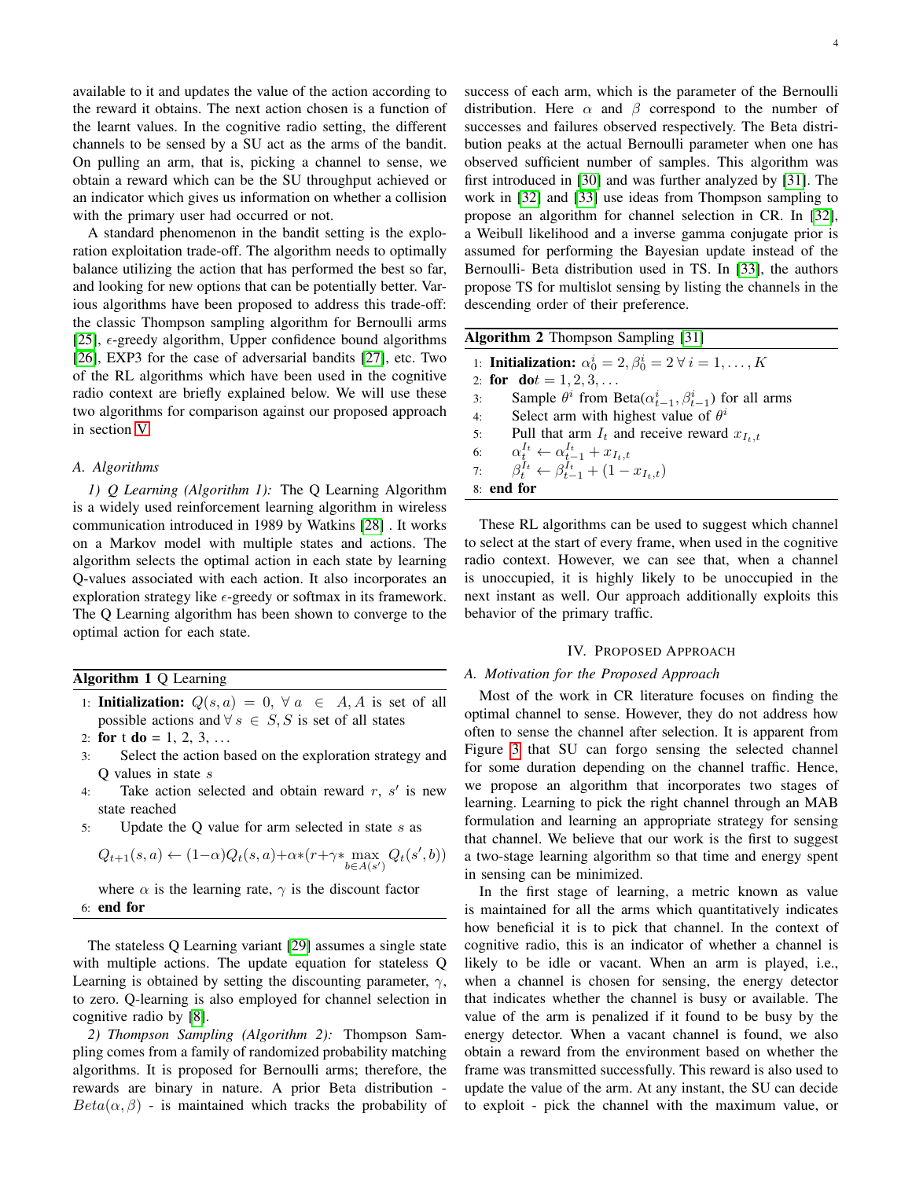available to it and updates the value of the action according to the reward it obtains. The next action chosen is a function of the learnt values. In the cognitive radio setting, the different channels to be sensed by a SU act as the arms of the bandit. On pulling an arm, that is, picking a channel to sense, we obtain a reward which can be the SU throughput achieved or an indicator which gives us information on whether a collision with the primary user had occurred or not.

A standard phenomenon in the bandit setting is the exploration exploitation trade-off. The algorithm needs to optimally balance utilizing the action that has performed the best so far, and looking for new options that can be potentially better. Various algorithms have been proposed to address this trade-off: the classic Thompson sampling algorithm for Bernoulli arms [25], $\epsilon$-greedy algorithm, Upper confidence bound algorithms [26], EXP3 for the case of adversarial bandits [27], etc. Two of the RL algorithms which have been used in the cognitive radio context are briefly explained below. We will use these two algorithms for comparison against our proposed approach in section V.

### A. Algorithms

*1) Q Learning (Algorithm 1):* The Q Learning Algorithm is a widely used reinforcement learning algorithm in wireless communication introduced in 1989 by Watkins [28] . It works on a Markov model with multiple states and actions. The algorithm selects the optimal action in each state by learning Q-values associated with each action. It also incorporates an exploration strategy like $\epsilon$-greedy or softmax in its framework. The Q Learning algorithm has been shown to converge to the optimal action for each state.

---

**Algorithm 1** Q Learning

---

1: **Initialization:** $Q(s,a) = 0, \forall a \in A, A$ is set of all possible actions and $\forall s \in S, S$ is set of all states
2: **for** t **do** = 1, 2, 3, ...
3: Select the action based on the exploration strategy and Q values in state $s$
4: Take action selected and obtain reward $r$, $s'$ is new state reached
5: Update the Q value for arm selected in state $s$ as

$$Q_{t+1}(s,a) \leftarrow (1-\alpha)Q_t(s,a)+\alpha*(r+\gamma*\max_{b\in A(s')} Q_t(s',b))$$

where $\alpha$ is the learning rate, $\gamma$ is the discount factor
6: **end for**

---

The stateless Q Learning variant [29] assumes a single state with multiple actions. The update equation for stateless Q Learning is obtained by setting the discounting parameter, $\gamma$, to zero. Q-learning is also employed for channel selection in cognitive radio by [8].

*2) Thompson Sampling (Algorithm 2):* Thompson Sampling comes from a family of randomized probability matching algorithms. It is proposed for Bernoulli arms; therefore, the rewards are binary in nature. A prior Beta distribution - $Beta(\alpha, \beta)$ - is maintained which tracks the probability of success of each arm, which is the parameter of the Bernoulli distribution. Here $\alpha$ and $\beta$ correspond to the number of successes and failures observed respectively. The Beta distribution peaks at the actual Bernoulli parameter when one has observed sufficient number of samples. This algorithm was first introduced in [30] and was further analyzed by [31]. The work in [32] and [33] use ideas from Thompson sampling to propose an algorithm for channel selection in CR. In [32], a Weibull likelihood and a inverse gamma conjugate prior is assumed for performing the Bayesian update instead of the Bernoulli- Beta distribution used in TS. In [33], the authors propose TS for multislot sensing by listing the channels in the descending order of their preference.

---

**Algorithm 2** Thompson Sampling [31]

---

1: **Initialization:** $\alpha_0^i = 2, \beta_0^i = 2 \,\forall\, i = 1, \ldots, K$
2: **for** **do**$t = 1, 2, 3, \ldots$
3: Sample $\theta^i$ from Beta($\alpha_{t-1}^i, \beta_{t-1}^i$) for all arms
4: Select arm with highest value of $\theta^i$
5: Pull that arm $I_t$ and receive reward $x_{I_t,t}$
6: $\alpha_t^{I_t} \leftarrow \alpha_{t-1}^{I_t} + x_{I_t,t}$
7: $\beta_t^{I_t} \leftarrow \beta_{t-1}^{I_t} + (1 - x_{I_t,t})$
8: **end for**

---

These RL algorithms can be used to suggest which channel to select at the start of every frame, when used in the cognitive radio context. However, we can see that, when a channel is unoccupied, it is highly likely to be unoccupied in the next instant as well. Our approach additionally exploits this behavior of the primary traffic.

## IV. Proposed Approach

### A. Motivation for the Proposed Approach

Most of the work in CR literature focuses on finding the optimal channel to sense. However, they do not address how often to sense the channel after selection. It is apparent from Figure 3 that SU can forgo sensing the selected channel for some duration depending on the channel traffic. Hence, we propose an algorithm that incorporates two stages of learning. Learning to pick the right channel through an MAB formulation and learning an appropriate strategy for sensing that channel. We believe that our work is the first to suggest a two-stage learning algorithm so that time and energy spent in sensing can be minimized.

In the first stage of learning, a metric known as value is maintained for all the arms which quantitatively indicates how beneficial it is to pick that channel. In the context of cognitive radio, this is an indicator of whether a channel is likely to be idle or vacant. When an arm is played, i.e., when a channel is chosen for sensing, the energy detector that indicates whether the channel is busy or available. The value of the arm is penalized if it found to be busy by the energy detector. When a vacant channel is found, we also obtain a reward from the environment based on whether the frame was transmitted successfully. This reward is also used to update the value of the arm. At any instant, the SU can decide to exploit - pick the channel with the maximum value, or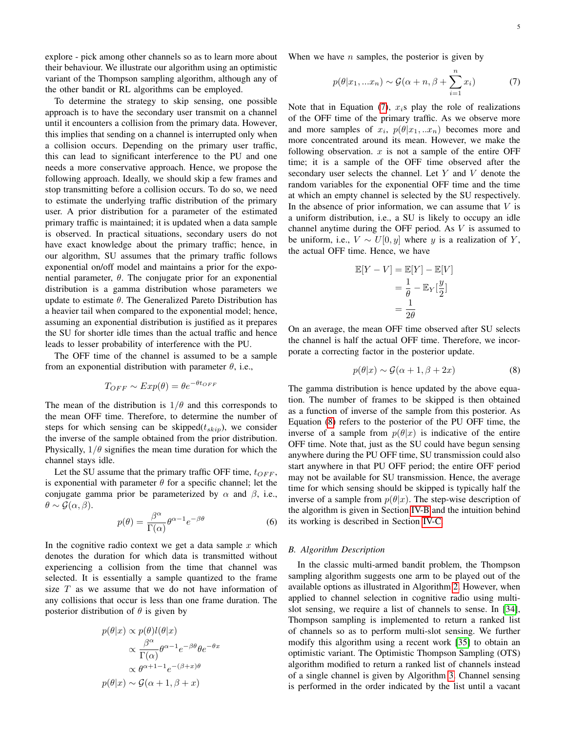explore - pick among other channels so as to learn more about their behaviour. We illustrate our algorithm using an optimistic variant of the Thompson sampling algorithm, although any of the other bandit or RL algorithms can be employed.

To determine the strategy to skip sensing, one possible approach is to have the secondary user transmit on a channel until it encounters a collision from the primary data. However, this implies that sending on a channel is interrupted only when a collision occurs. Depending on the primary user traffic, this can lead to significant interference to the PU and one needs a more conservative approach. Hence, we propose the following approach. Ideally, we should skip a few frames and stop transmitting before a collision occurs. To do so, we need to estimate the underlying traffic distribution of the primary user. A prior distribution for a parameter of the estimated primary traffic is maintained; it is updated when a data sample is observed. In practical situations, secondary users do not have exact knowledge about the primary traffic; hence, in our algorithm, SU assumes that the primary traffic follows exponential on/off model and maintains a prior for the exponential parameter, $\theta$. The conjugate prior for an exponential distribution is a gamma distribution whose parameters we update to estimate $\theta$. The Generalized Pareto Distribution has a heavier tail when compared to the exponential model; hence, assuming an exponential distribution is justified as it prepares the SU for shorter idle times than the actual traffic and hence leads to lesser probability of interference with the PU.

The OFF time of the channel is assumed to be a sample from an exponential distribution with parameter $\theta$, i.e.,

$$T_{OFF} \sim Exp(\theta) = \theta e^{-\theta t_{OFF}}$$

The mean of the distribution is $1/\theta$ and this corresponds to the mean OFF time. Therefore, to determine the number of steps for which sensing can be skipped($t_{skip}$), we consider the inverse of the sample obtained from the prior distribution. Physically, $1/\theta$ signifies the mean time duration for which the channel stays idle.

Let the SU assume that the primary traffic OFF time, $t_{OFF}$, is exponential with parameter $\theta$ for a specific channel; let the conjugate gamma prior be parameterized by $\alpha$ and $\beta$, i.e., $\theta \sim \mathcal{G}(\alpha, \beta)$.

$$p(\theta) = \frac{\beta^\alpha}{\Gamma(\alpha)}\theta^{\alpha-1}e^{-\beta\theta} \tag{6}$$

In the cognitive radio context we get a data sample $x$ which denotes the duration for which data is transmitted without experiencing a collision from the time that channel was selected. It is essentially a sample quantized to the frame size $T$ as we assume that we do not have information of any collisions that occur is less than one frame duration. The posterior distribution of $\theta$ is given by

$$\begin{aligned}
p(\theta|x) &\propto p(\theta)l(\theta|x) \\
&\propto \frac{\beta^\alpha}{\Gamma(\alpha)}\theta^{\alpha-1}e^{-\beta\theta}\theta e^{-\theta x} \\
&\propto \theta^{\alpha+1-1}e^{-(\beta+x)\theta} \\
p(\theta|x) &\sim \mathcal{G}(\alpha+1, \beta+x)
\end{aligned}$$

When we have $n$ samples, the posterior is given by

$$p(\theta|x_1, ...x_n) \sim \mathcal{G}(\alpha+n, \beta+\sum_{i=1}^{n} x_i) \tag{7}$$

Note that in Equation (7), $x_i$s play the role of realizations of the OFF time of the primary traffic. As we observe more and more samples of $x_i$, $p(\theta|x_1, ..x_n)$ becomes more and more concentrated around its mean. However, we make the following observation. $x$ is not a sample of the entire OFF time; it is a sample of the OFF time observed after the secondary user selects the channel. Let $Y$ and $V$ denote the random variables for the exponential OFF time and the time at which an empty channel is selected by the SU respectively. In the absence of prior information, we can assume that $V$ is a uniform distribution, i.e., a SU is likely to occupy an idle channel anytime during the OFF period. As $V$ is assumed to be uniform, i.e., $V \sim U[0, y]$ where $y$ is a realization of $Y$, the actual OFF time. Hence, we have

$$\begin{aligned}
\mathbb{E}[Y - V] &= \mathbb{E}[Y] - \mathbb{E}[V] \\
&= \frac{1}{\theta} - \mathbb{E}_Y[\frac{y}{2}] \\
&= \frac{1}{2\theta}
\end{aligned}$$

On an average, the mean OFF time observed after SU selects the channel is half the actual OFF time. Therefore, we incorporate a correcting factor in the posterior update.

$$p(\theta|x) \sim \mathcal{G}(\alpha+1, \beta+2x) \tag{8}$$

The gamma distribution is hence updated by the above equation. The number of frames to be skipped is then obtained as a function of inverse of the sample from this posterior. As Equation (8) refers to the posterior of the PU OFF time, the inverse of a sample from $p(\theta|x)$ is indicative of the entire OFF time. Note that, just as the SU could have begun sensing anywhere during the PU OFF time, SU transmission could also start anywhere in that PU OFF period; the entire OFF period may not be available for SU transmission. Hence, the average time for which sensing should be skipped is typically half the inverse of a sample from $p(\theta|x)$. The step-wise description of the algorithm is given in Section IV-B and the intuition behind its working is described in Section IV-C.

### B. Algorithm Description

In the classic multi-armed bandit problem, the Thompson sampling algorithm suggests one arm to be played out of the available options as illustrated in Algorithm 2. However, when applied to channel selection in cognitive radio using multi-slot sensing, we require a list of channels to sense. In [34], Thompson sampling is implemented to return a ranked list of channels so as to perform multi-slot sensing. We further modify this algorithm using a recent work [35] to obtain an optimistic variant. The Optimistic Thompson Sampling (OTS) algorithm modified to return a ranked list of channels instead of a single channel is given by Algorithm 3. Channel sensing is performed in the order indicated by the list until a vacant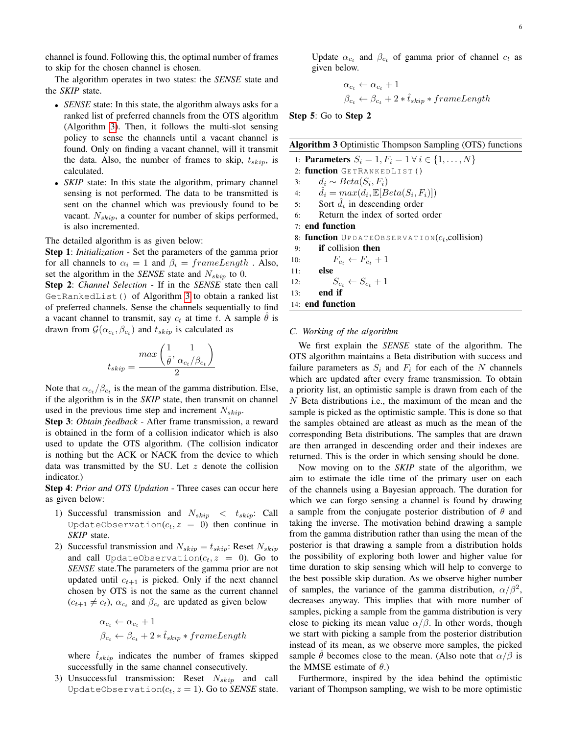channel is found. Following this, the optimal number of frames to skip for the chosen channel is chosen.

The algorithm operates in two states: the ***SENSE*** state and the ***SKIP*** state.

- ***SENSE*** state: In this state, the algorithm always asks for a ranked list of preferred channels from the OTS algorithm (Algorithm 3). Then, it follows the multi-slot sensing policy to sense the channels until a vacant channel is found. Only on finding a vacant channel, will it transmit the data. Also, the number of frames to skip, $t_{skip}$, is calculated.
- ***SKIP*** state: In this state the algorithm, primary channel sensing is not performed. The data to be transmitted is sent on the channel which was previously found to be vacant. $N_{skip}$, a counter for number of skips performed, is also incremented.

The detailed algorithm is as given below:

**Step 1**: *Initialization* - Set the parameters of the gamma prior for all channels to $\alpha_i = 1$ and $\beta_i = frameLength$ . Also, set the algorithm in the ***SENSE*** state and $N_{skip}$ to 0.

**Step 2**: *Channel Selection* - If in the ***SENSE*** state then call `GetRankedList()` of Algorithm 3 to obtain a ranked list of preferred channels. Sense the channels sequentially to find a vacant channel to transmit, say $c_t$ at time $t$. A sample $\hat{\theta}$ is drawn from $\mathcal{G}(\alpha_{c_t}, \beta_{c_t})$ and $t_{skip}$ is calculated as

$$t_{skip} = \frac{max\left(\frac{1}{\hat{\theta}}, \frac{1}{\alpha_{c_t}/\beta_{c_t}}\right)}{2}$$

Note that $\alpha_{c_t}/\beta_{c_t}$ is the mean of the gamma distribution. Else, if the algorithm is in the ***SKIP*** state, then transmit on channel used in the previous time step and increment $N_{skip}$.

**Step 3**: *Obtain feedback* - After frame transmission, a reward is obtained in the form of a collision indicator which is also used to update the OTS algorithm. (The collision indicator is nothing but the ACK or NACK from the device to which data was transmitted by the SU. Let $z$ denote the collision indicator.)

**Step 4**: *Prior and OTS Updation* - Three cases can occur here as given below:

1) Successful transmission and $N_{skip} < t_{skip}$: Call `UpdateObservation(`$c_t, z = 0$`)` then continue in ***SKIP*** state.
2) Successful transmission and $N_{skip} = t_{skip}$: Reset $N_{skip}$ and call `UpdateObservation(`$c_t, z = 0$`)`. Go to ***SENSE*** state.The parameters of the gamma prior are not updated until $c_{t+1}$ is picked. Only if the next channel chosen by OTS is not the same as the current channel ($c_{t+1} \neq c_t$), $\alpha_{c_t}$ and $\beta_{c_t}$ are updated as given below

$$\alpha_{c_t} \leftarrow \alpha_{c_t} + 1$$
$$\beta_{c_t} \leftarrow \beta_{c_t} + 2 * \hat{t}_{skip} * frameLength$$

where $\hat{t}_{skip}$ indicates the number of frames skipped successfully in the same channel consecutively.

3) Unsuccessful transmission: Reset $N_{skip}$ and call `UpdateObservation(`$c_t, z = 1$`)`. Go to ***SENSE*** state. Update $\alpha_{c_t}$ and $\beta_{c_t}$ of gamma prior of channel $c_t$ as given below.

$$\alpha_{c_t} \leftarrow \alpha_{c_t} + 1$$
$$\beta_{c_t} \leftarrow \beta_{c_t} + 2 * \hat{t}_{skip} * frameLength$$

**Step 5**: Go to **Step 2**

**Algorithm 3** Optimistic Thompson Sampling (OTS) functions

```
1:  Parameters S_i = 1, F_i = 1 ∀ i ∈ {1, ..., N}
2:  function GETRANKEDLIST()
3:      d_i ~ Beta(S_i, F_i)
4:      d̂_i = max(d_i, E[Beta(S_i, F_i)])
5:      Sort d̂_i in descending order
6:      Return the index of sorted order
7:  end function
8:  function UPDATEOBSERVATION(c_t, collision)
9:      if collision then
10:         F_{c_t} ← F_{c_t} + 1
11:     else
12:         S_{c_t} ← S_{c_t} + 1
13:     end if
14: end function
```

### C. Working of the algorithm

We first explain the ***SENSE*** state of the algorithm. The OTS algorithm maintains a Beta distribution with success and failure parameters as $S_i$ and $F_i$ for each of the $N$ channels which are updated after every frame transmission. To obtain a priority list, an optimistic sample is drawn from each of the $N$ Beta distributions i.e., the maximum of the mean and the sample is picked as the optimistic sample. This is done so that the samples obtained are atleast as much as the mean of the corresponding Beta distributions. The samples that are drawn are then arranged in descending order and their indexes are returned. This is the order in which sensing should be done.

Now moving on to the ***SKIP*** state of the algorithm, we aim to estimate the idle time of the primary user on each of the channels using a Bayesian approach. The duration for which we can forgo sensing a channel is found by drawing a sample from the conjugate posterior distribution of $\theta$ and taking the inverse. The motivation behind drawing a sample from the gamma distribution rather than using the mean of the posterior is that drawing a sample from a distribution holds the possibility of exploring both lower and higher value for time duration to skip sensing which will help to converge to the best possible skip duration. As we observe higher number of samples, the variance of the gamma distribution, $\alpha/\beta^2$, decreases anyway. This implies that with more number of samples, picking a sample from the gamma distribution is very close to picking its mean value $\alpha/\beta$. In other words, though we start with picking a sample from the posterior distribution instead of its mean, as we observe more samples, the picked sample $\hat{\theta}$ becomes close to the mean. (Also note that $\alpha/\beta$ is the MMSE estimate of $\theta$.)

Furthermore, inspired by the idea behind the optimistic variant of Thompson sampling, we wish to be more optimistic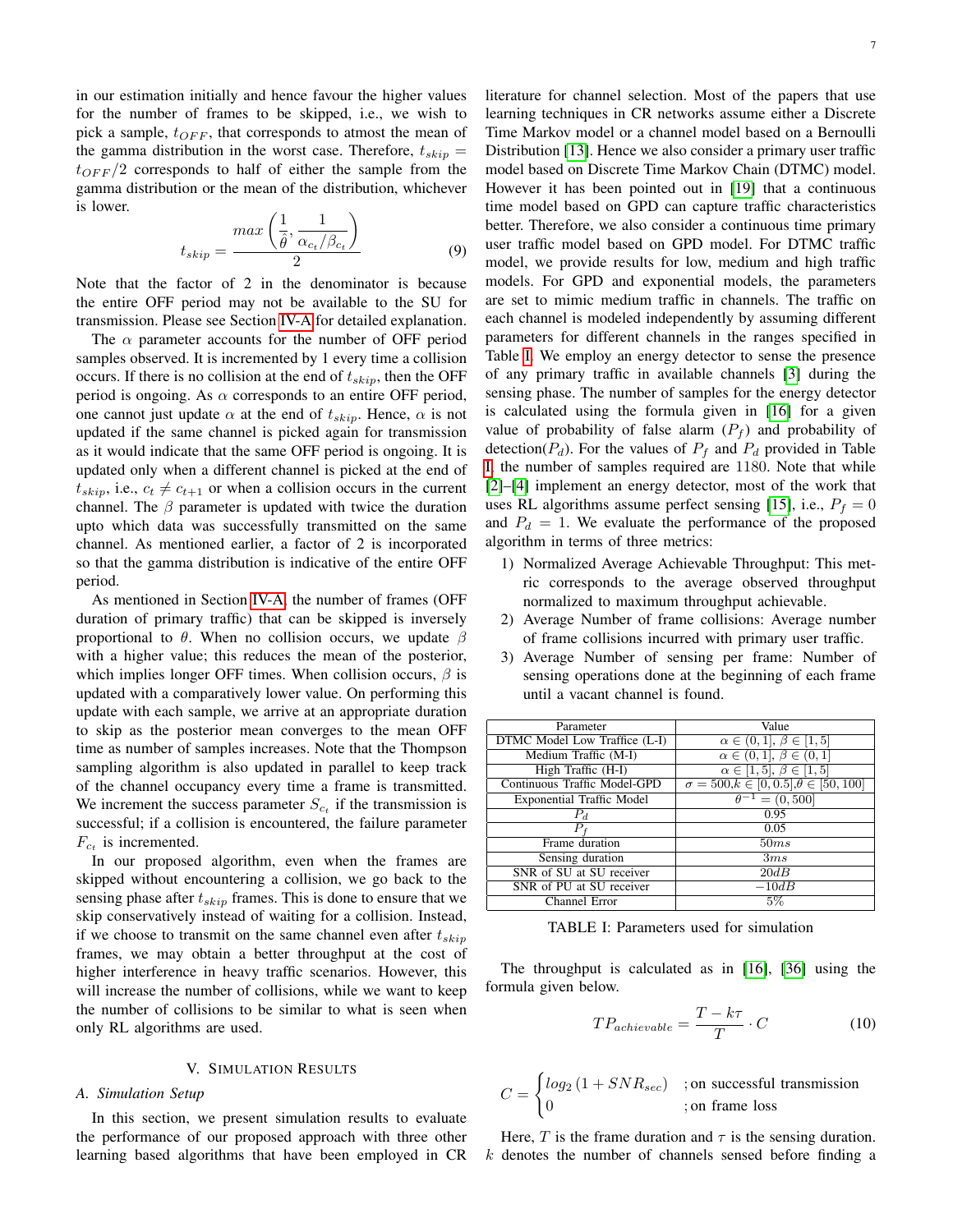in our estimation initially and hence favour the higher values for the number of frames to be skipped, i.e., we wish to pick a sample, $t_{OFF}$, that corresponds to atmost the mean of the gamma distribution in the worst case. Therefore, $t_{skip} = t_{OFF}/2$ corresponds to half of either the sample from the gamma distribution or the mean of the distribution, whichever is lower.

$$t_{skip} = \frac{max\left(\frac{1}{\hat{\theta}}, \frac{1}{\alpha_{c_t}/\beta_{c_t}}\right)}{2} \tag{9}$$

Note that the factor of 2 in the denominator is because the entire OFF period may not be available to the SU for transmission. Please see Section IV-A for detailed explanation.

The $\alpha$ parameter accounts for the number of OFF period samples observed. It is incremented by 1 every time a collision occurs. If there is no collision at the end of $t_{skip}$, then the OFF period is ongoing. As $\alpha$ corresponds to an entire OFF period, one cannot just update $\alpha$ at the end of $t_{skip}$. Hence, $\alpha$ is not updated if the same channel is picked again for transmission as it would indicate that the same OFF period is ongoing. It is updated only when a different channel is picked at the end of $t_{skip}$, i.e., $c_t \neq c_{t+1}$ or when a collision occurs in the current channel. The $\beta$ parameter is updated with twice the duration upto which data was successfully transmitted on the same channel. As mentioned earlier, a factor of 2 is incorporated so that the gamma distribution is indicative of the entire OFF period.

As mentioned in Section IV-A, the number of frames (OFF duration of primary traffic) that can be skipped is inversely proportional to $\theta$. When no collision occurs, we update $\beta$ with a higher value; this reduces the mean of the posterior, which implies longer OFF times. When collision occurs, $\beta$ is updated with a comparatively lower value. On performing this update with each sample, we arrive at an appropriate duration to skip as the posterior mean converges to the mean OFF time as number of samples increases. Note that the Thompson sampling algorithm is also updated in parallel to keep track of the channel occupancy every time a frame is transmitted. We increment the success parameter $S_{c_t}$ if the transmission is successful; if a collision is encountered, the failure parameter $F_{c_t}$ is incremented.

In our proposed algorithm, even when the frames are skipped without encountering a collision, we go back to the sensing phase after $t_{skip}$ frames. This is done to ensure that we skip conservatively instead of waiting for a collision. Instead, if we choose to transmit on the same channel even after $t_{skip}$ frames, we may obtain a better throughput at the cost of higher interference in heavy traffic scenarios. However, this will increase the number of collisions, while we want to keep the number of collisions to be similar to what is seen when only RL algorithms are used.

## V. Simulation Results

### A. Simulation Setup

In this section, we present simulation results to evaluate the performance of our proposed approach with three other learning based algorithms that have been employed in CR literature for channel selection. Most of the papers that use learning techniques in CR networks assume either a Discrete Time Markov model or a channel model based on a Bernoulli Distribution [13]. Hence we also consider a primary user traffic model based on Discrete Time Markov Chain (DTMC) model. However it has been pointed out in [19] that a continuous time model based on GPD can capture traffic characteristics better. Therefore, we also consider a continuous time primary user traffic model based on GPD model. For DTMC traffic model, we provide results for low, medium and high traffic models. For GPD and exponential models, the parameters are set to mimic medium traffic in channels. The traffic on each channel is modeled independently by assuming different parameters for different channels in the ranges specified in Table I. We employ an energy detector to sense the presence of any primary traffic in available channels [3] during the sensing phase. The number of samples for the energy detector is calculated using the formula given in [16] for a given value of probability of false alarm ($P_f$) and probability of detection($P_d$). For the values of $P_f$ and $P_d$ provided in Table I, the number of samples required are 1180. Note that while [2]–[4] implement an energy detector, most of the work that uses RL algorithms assume perfect sensing [15], i.e., $P_f = 0$ and $P_d = 1$. We evaluate the performance of the proposed algorithm in terms of three metrics:

1) Normalized Average Achievable Throughput: This metric corresponds to the average observed throughput normalized to maximum throughput achievable.
2) Average Number of frame collisions: Average number of frame collisions incurred with primary user traffic.
3) Average Number of sensing per frame: Number of sensing operations done at the beginning of each frame until a vacant channel is found.

| Parameter | Value |
|---|---|
| DTMC Model Low Traffice (L-I) | $\alpha \in (0,1]$, $\beta \in [1,5]$ |
| Medium Traffic (M-I) | $\alpha \in (0,1]$, $\beta \in (0,1]$ |
| High Traffic (H-I) | $\alpha \in [1,5]$, $\beta \in [1,5]$ |
| Continuous Traffic Model-GPD | $\sigma = 500$,$k \in [0, 0.5]$,$\theta \in [50, 100]$ |
| Exponential Traffic Model | $\theta^{-1} = (0, 500]$ |
| $P_d$ | 0.95 |
| $P_f$ | 0.05 |
| Frame duration | $50ms$ |
| Sensing duration | $3ms$ |
| SNR of SU at SU receiver | $20dB$ |
| SNR of PU at SU receiver | $-10dB$ |
| Channel Error | 5% |

TABLE I: Parameters used for simulation

The throughput is calculated as in [16], [36] using the formula given below.

$$TP_{achievable} = \frac{T - k\tau}{T} \cdot C \tag{10}$$

$$C = \begin{cases} log_2\left(1 + SNR_{sec}\right) & ;\text{on successful transmission} \\ 0 & ;\text{on frame loss} \end{cases}$$

Here, $T$ is the frame duration and $\tau$ is the sensing duration. $k$ denotes the number of channels sensed before finding a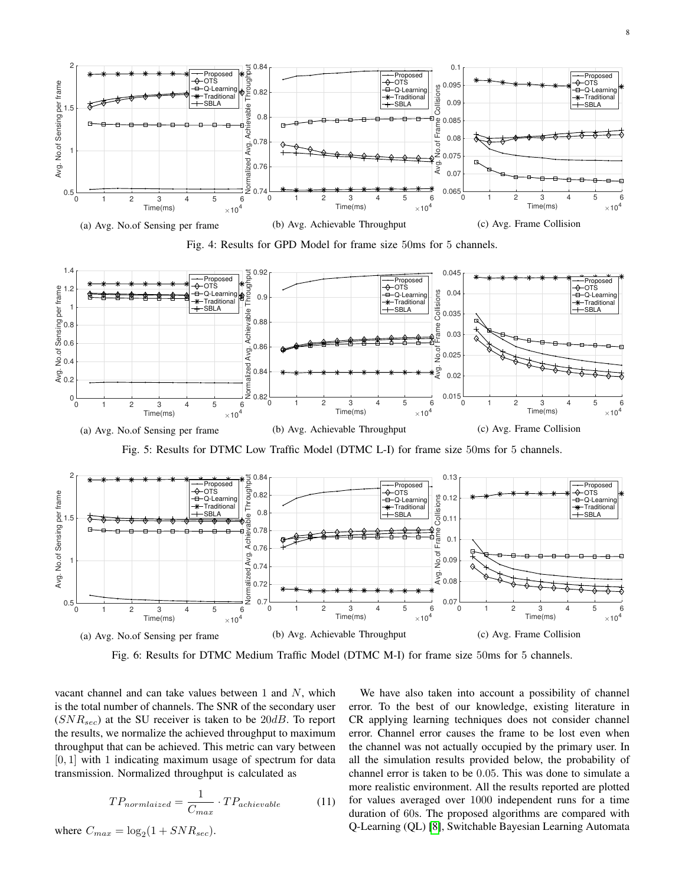(a) Avg. No.of Sensing per frame

(b) Avg. Achievable Throughput

(c) Avg. Frame Collision

Fig. 4: Results for GPD Model for frame size 50ms for 5 channels.

(a) Avg. No.of Sensing per frame

(b) Avg. Achievable Throughput

(c) Avg. Frame Collision

Fig. 5: Results for DTMC Low Traffic Model (DTMC L-I) for frame size 50ms for 5 channels.

(a) Avg. No.of Sensing per frame

(b) Avg. Achievable Throughput

(c) Avg. Frame Collision

Fig. 6: Results for DTMC Medium Traffic Model (DTMC M-I) for frame size 50ms for 5 channels.

vacant channel and can take values between 1 and $N$, which is the total number of channels. The SNR of the secondary user ($SNR_{sec}$) at the SU receiver is taken to be $20dB$. To report the results, we normalize the achieved throughput to maximum throughput that can be achieved. This metric can vary between $[0, 1]$ with 1 indicating maximum usage of spectrum for data transmission. Normalized throughput is calculated as

$$TP_{normlaized} = \frac{1}{C_{max}} \cdot TP_{achievable} \tag{11}$$

where $C_{max} = \log_2(1 + SNR_{sec})$.

We have also taken into account a possibility of channel error. To the best of our knowledge, existing literature in CR applying learning techniques does not consider channel error. Channel error causes the frame to be lost even when the channel was not actually occupied by the primary user. In all the simulation results provided below, the probability of channel error is taken to be 0.05. This was done to simulate a more realistic environment. All the results reported are plotted for values averaged over 1000 independent runs for a time duration of 60s. The proposed algorithms are compared with Q-Learning (QL) [8], Switchable Bayesian Learning Automata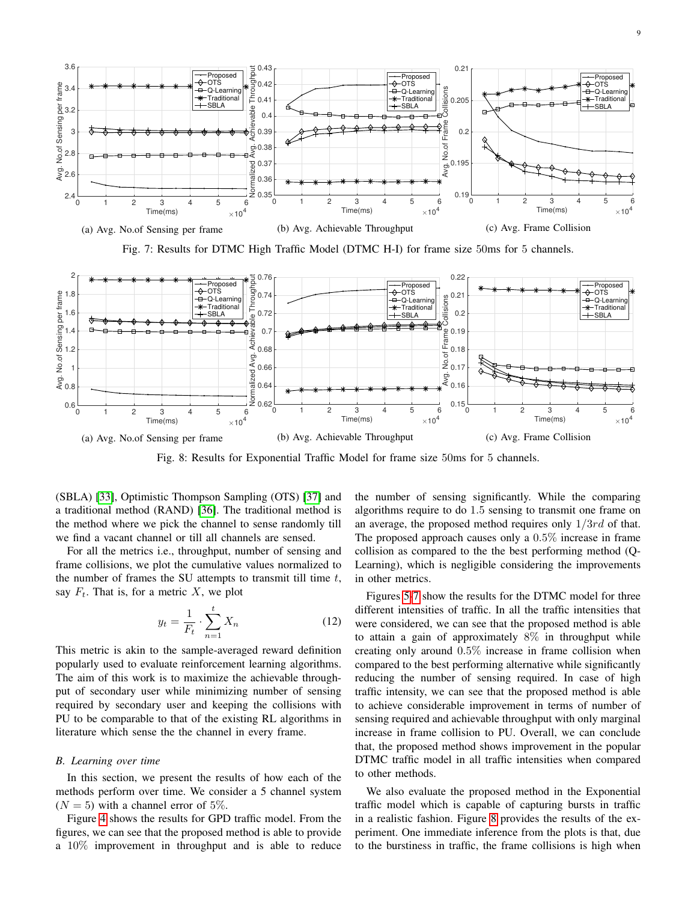(a) Avg. No.of Sensing per frame

(b) Avg. Achievable Throughput

(c) Avg. Frame Collision

Fig. 7: Results for DTMC High Traffic Model (DTMC H-I) for frame size 50ms for 5 channels.

(a) Avg. No.of Sensing per frame

(b) Avg. Achievable Throughput

(c) Avg. Frame Collision

Fig. 8: Results for Exponential Traffic Model for frame size 50ms for 5 channels.

(SBLA) [33], Optimistic Thompson Sampling (OTS) [37] and a traditional method (RAND) [36]. The traditional method is the method where we pick the channel to sense randomly till we find a vacant channel or till all channels are sensed.

For all the metrics i.e., throughput, number of sensing and frame collisions, we plot the cumulative values normalized to the number of frames the SU attempts to transmit till time $t$, say $F_t$. That is, for a metric $X$, we plot

$$y_t = \frac{1}{F_t} \cdot \sum_{n=1}^{t} X_n \tag{12}$$

This metric is akin to the sample-averaged reward definition popularly used to evaluate reinforcement learning algorithms. The aim of this work is to maximize the achievable throughput of secondary user while minimizing number of sensing required by secondary user and keeping the collisions with PU to be comparable to that of the existing RL algorithms in literature which sense the the channel in every frame.

### B. Learning over time

In this section, we present the results of how each of the methods perform over time. We consider a 5 channel system ($N = 5$) with a channel error of 5%.

Figure 4 shows the results for GPD traffic model. From the figures, we can see that the proposed method is able to provide a 10% improvement in throughput and is able to reduce the number of sensing significantly. While the comparing algorithms require to do 1.5 sensing to transmit one frame on an average, the proposed method requires only $1/3rd$ of that. The proposed approach causes only a 0.5% increase in frame collision as compared to the the best performing method (Q-Learning), which is negligible considering the improvements in other metrics.

Figures 5-7 show the results for the DTMC model for three different intensities of traffic. In all the traffic intensities that were considered, we can see that the proposed method is able to attain a gain of approximately 8% in throughput while creating only around 0.5% increase in frame collision when compared to the best performing alternative while significantly reducing the number of sensing required. In case of high traffic intensity, we can see that the proposed method is able to achieve considerable improvement in terms of number of sensing required and achievable throughput with only marginal increase in frame collision to PU. Overall, we can conclude that, the proposed method shows improvement in the popular DTMC traffic model in all traffic intensities when compared to other methods.

We also evaluate the proposed method in the Exponential traffic model which is capable of capturing bursts in traffic in a realistic fashion. Figure 8 provides the results of the experiment. One immediate inference from the plots is that, due to the burstiness in traffic, the frame collisions is high when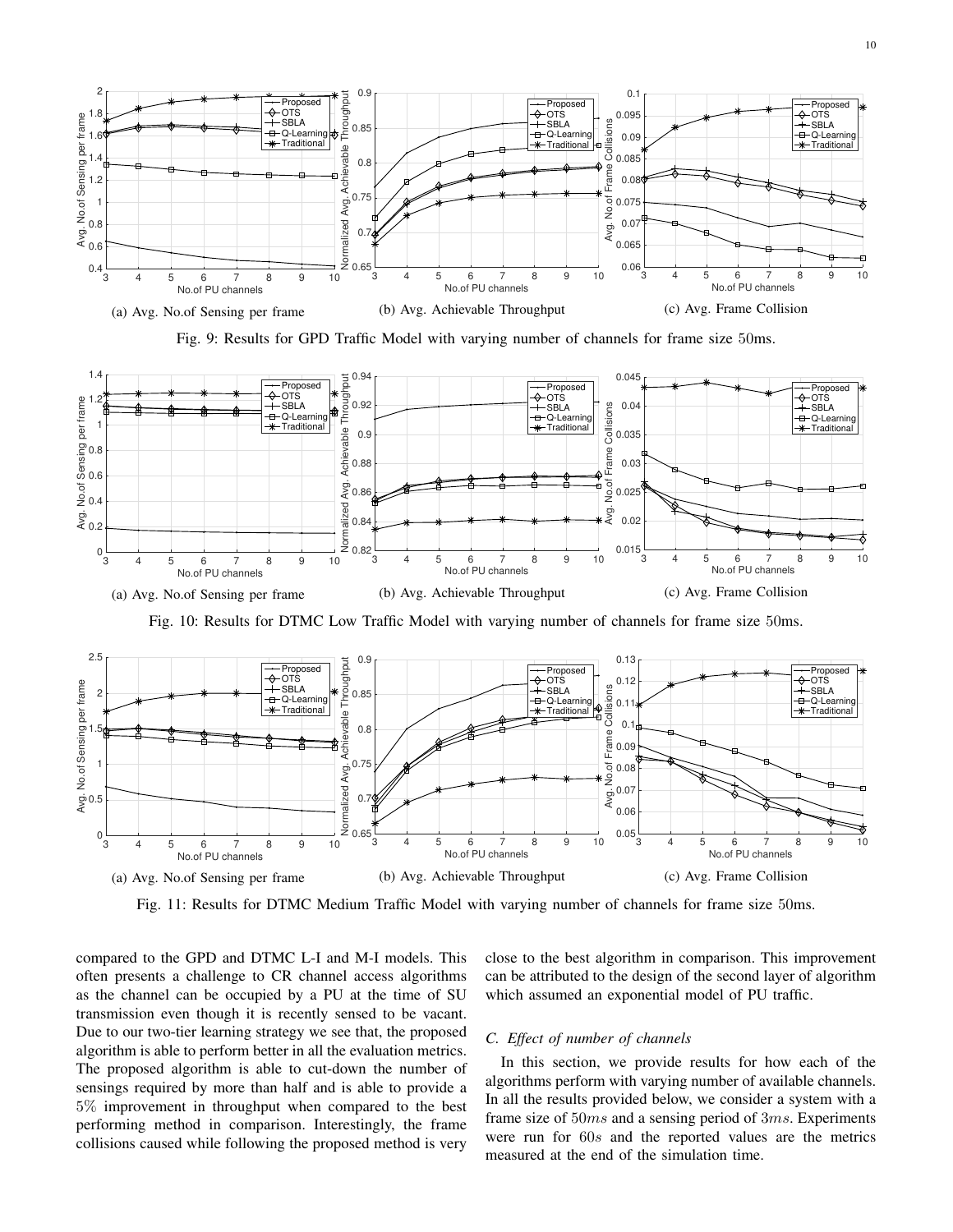(a) Avg. No.of Sensing per frame

(b) Avg. Achievable Throughput

(c) Avg. Frame Collision

Fig. 9: Results for GPD Traffic Model with varying number of channels for frame size 50ms.

(a) Avg. No.of Sensing per frame

(b) Avg. Achievable Throughput

(c) Avg. Frame Collision

Fig. 10: Results for DTMC Low Traffic Model with varying number of channels for frame size 50ms.

(a) Avg. No.of Sensing per frame

(b) Avg. Achievable Throughput

(c) Avg. Frame Collision

Fig. 11: Results for DTMC Medium Traffic Model with varying number of channels for frame size 50ms.

compared to the GPD and DTMC L-I and M-I models. This often presents a challenge to CR channel access algorithms as the channel can be occupied by a PU at the time of SU transmission even though it is recently sensed to be vacant. Due to our two-tier learning strategy we see that, the proposed algorithm is able to perform better in all the evaluation metrics. The proposed algorithm is able to cut-down the number of sensings required by more than half and is able to provide a 5% improvement in throughput when compared to the best performing method in comparison. Interestingly, the frame collisions caused while following the proposed method is very close to the best algorithm in comparison. This improvement can be attributed to the design of the second layer of algorithm which assumed an exponential model of PU traffic.

### C. Effect of number of channels

In this section, we provide results for how each of the algorithms perform with varying number of available channels. In all the results provided below, we consider a system with a frame size of $50ms$ and a sensing period of $3ms$. Experiments were run for $60s$ and the reported values are the metrics measured at the end of the simulation time.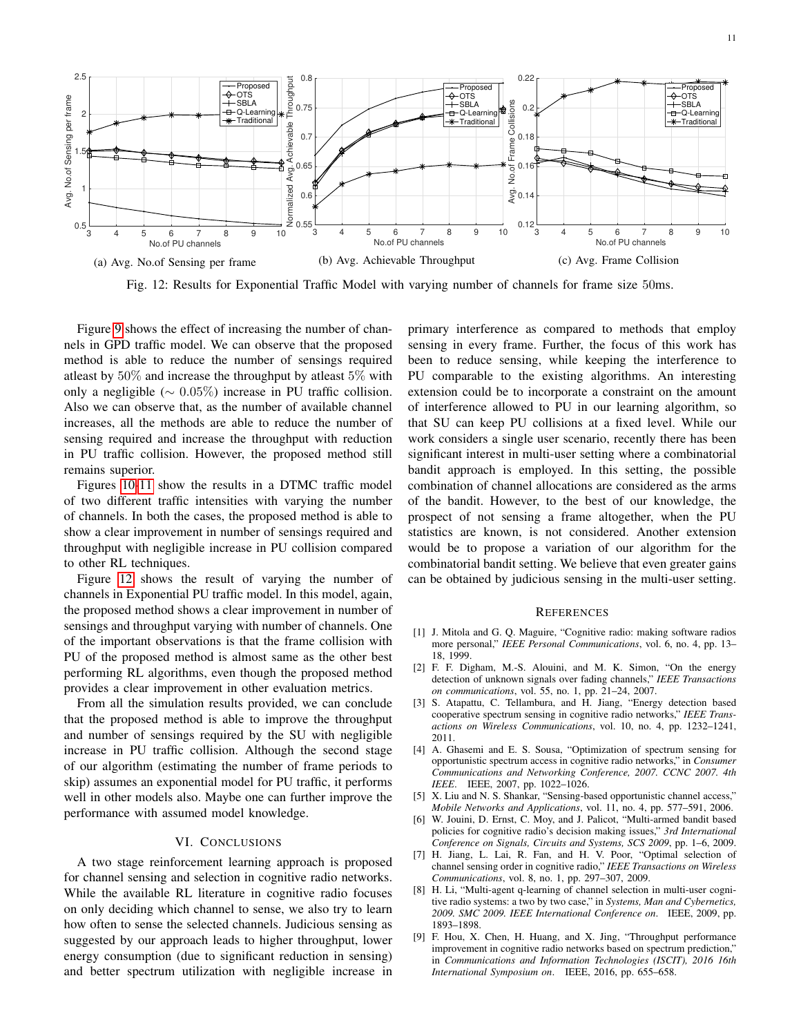(a) Avg. No.of Sensing per frame

(b) Avg. Achievable Throughput

(c) Avg. Frame Collision

Fig. 12: Results for Exponential Traffic Model with varying number of channels for frame size 50ms.

Figure 9 shows the effect of increasing the number of channels in GPD traffic model. We can observe that the proposed method is able to reduce the number of sensings required atleast by $50\%$ and increase the throughput by atleast $5\%$ with only a negligible ($\sim 0.05\%$) increase in PU traffic collision. Also we can observe that, as the number of available channel increases, all the methods are able to reduce the number of sensing required and increase the throughput with reduction in PU traffic collision. However, the proposed method still remains superior.

Figures 10-11 show the results in a DTMC traffic model of two different traffic intensities with varying the number of channels. In both the cases, the proposed method is able to show a clear improvement in number of sensings required and throughput with negligible increase in PU collision compared to other RL techniques.

Figure 12 shows the result of varying the number of channels in Exponential PU traffic model. In this model, again, the proposed method shows a clear improvement in number of sensings and throughput varying with number of channels. One of the important observations is that the frame collision with PU of the proposed method is almost same as the other best performing RL algorithms, even though the proposed method provides a clear improvement in other evaluation metrics.

From all the simulation results provided, we can conclude that the proposed method is able to improve the throughput and number of sensings required by the SU with negligible increase in PU traffic collision. Although the second stage of our algorithm (estimating the number of frame periods to skip) assumes an exponential model for PU traffic, it performs well in other models also. Maybe one can further improve the performance with assumed model knowledge.

## VI. Conclusions

A two stage reinforcement learning approach is proposed for channel sensing and selection in cognitive radio networks. While the available RL literature in cognitive radio focuses on only deciding which channel to sense, we also try to learn how often to sense the selected channels. Judicious sensing as suggested by our approach leads to higher throughput, lower energy consumption (due to significant reduction in sensing) and better spectrum utilization with negligible increase in primary interference as compared to methods that employ sensing in every frame. Further, the focus of this work has been to reduce sensing, while keeping the interference to PU comparable to the existing algorithms. An interesting extension could be to incorporate a constraint on the amount of interference allowed to PU in our learning algorithm, so that SU can keep PU collisions at a fixed level. While our work considers a single user scenario, recently there has been significant interest in multi-user setting where a combinatorial bandit approach is employed. In this setting, the possible combination of channel allocations are considered as the arms of the bandit. However, to the best of our knowledge, the prospect of not sensing a frame altogether, when the PU statistics are known, is not considered. Another extension would be to propose a variation of our algorithm for the combinatorial bandit setting. We believe that even greater gains can be obtained by judicious sensing in the multi-user setting.

## References

[1] J. Mitola and G. Q. Maguire, "Cognitive radio: making software radios more personal," *IEEE Personal Communications*, vol. 6, no. 4, pp. 13–18, 1999.

[2] F. F. Digham, M.-S. Alouini, and M. K. Simon, "On the energy detection of unknown signals over fading channels," *IEEE Transactions on communications*, vol. 55, no. 1, pp. 21–24, 2007.

[3] S. Atapattu, C. Tellambura, and H. Jiang, "Energy detection based cooperative spectrum sensing in cognitive radio networks," *IEEE Transactions on Wireless Communications*, vol. 10, no. 4, pp. 1232–1241, 2011.

[4] A. Ghasemi and E. S. Sousa, "Optimization of spectrum sensing for opportunistic spectrum access in cognitive radio networks," in *Consumer Communications and Networking Conference, 2007. CCNC 2007. 4th IEEE*. IEEE, 2007, pp. 1022–1026.

[5] X. Liu and N. S. Shankar, "Sensing-based opportunistic channel access," *Mobile Networks and Applications*, vol. 11, no. 4, pp. 577–591, 2006.

[6] W. Jouini, D. Ernst, C. Moy, and J. Palicot, "Multi-armed bandit based policies for cognitive radio's decision making issues," *3rd International Conference on Signals, Circuits and Systems, SCS 2009*, pp. 1–6, 2009.

[7] H. Jiang, L. Lai, R. Fan, and H. V. Poor, "Optimal selection of channel sensing order in cognitive radio," *IEEE Transactions on Wireless Communications*, vol. 8, no. 1, pp. 297–307, 2009.

[8] H. Li, "Multi-agent q-learning of channel selection in multi-user cognitive radio systems: a two by two case," in *Systems, Man and Cybernetics, 2009. SMC 2009. IEEE International Conference on*. IEEE, 2009, pp. 1893–1898.

[9] F. Hou, X. Chen, H. Huang, and X. Jing, "Throughput performance improvement in cognitive radio networks based on spectrum prediction," in *Communications and Information Technologies (ISCIT), 2016 16th International Symposium on*. IEEE, 2016, pp. 655–658.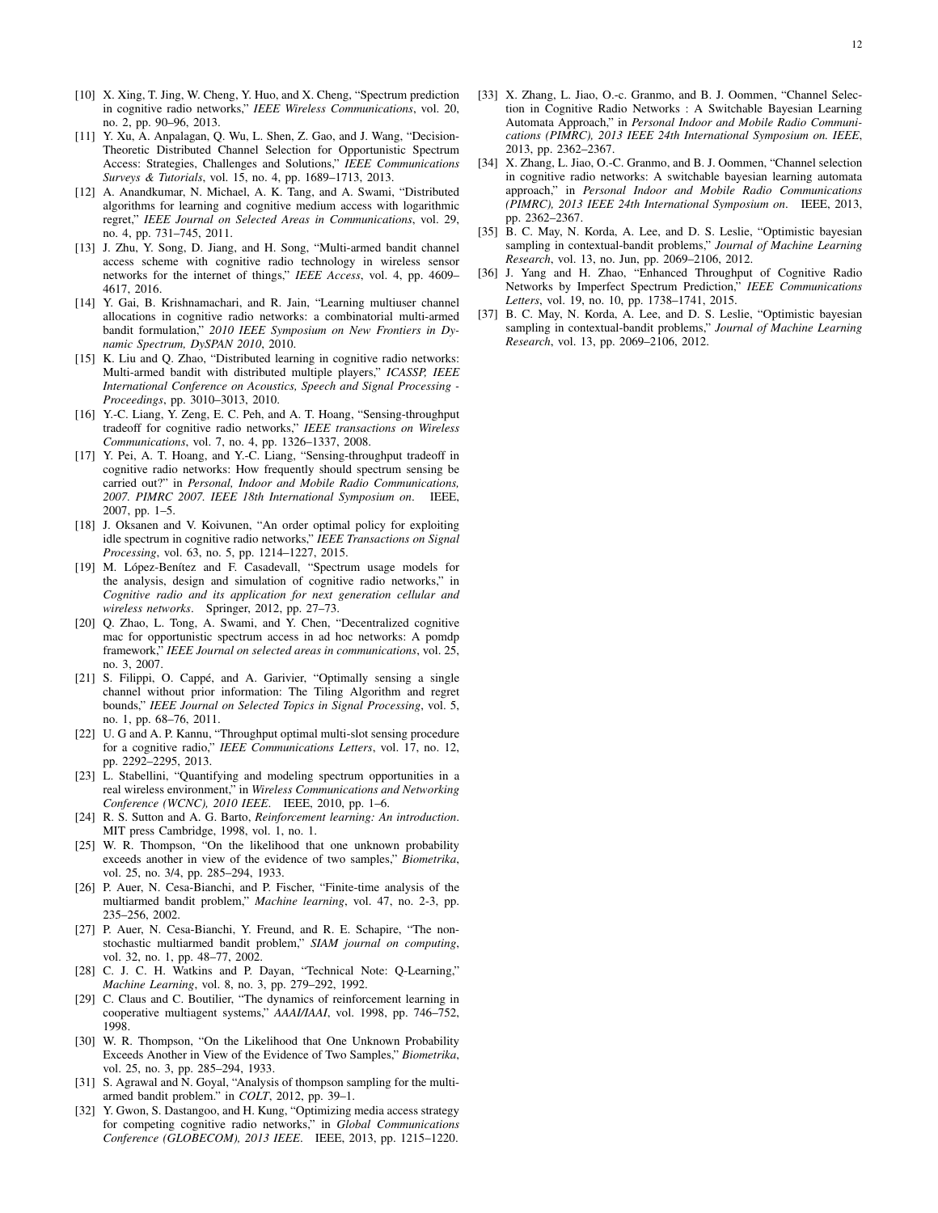[10] X. Xing, T. Jing, W. Cheng, Y. Huo, and X. Cheng, "Spectrum prediction in cognitive radio networks," *IEEE Wireless Communications*, vol. 20, no. 2, pp. 90–96, 2013.

[11] Y. Xu, A. Anpalagan, Q. Wu, L. Shen, Z. Gao, and J. Wang, "Decision-Theoretic Distributed Channel Selection for Opportunistic Spectrum Access: Strategies, Challenges and Solutions," *IEEE Communications Surveys & Tutorials*, vol. 15, no. 4, pp. 1689–1713, 2013.

[12] A. Anandkumar, N. Michael, A. K. Tang, and A. Swami, "Distributed algorithms for learning and cognitive medium access with logarithmic regret," *IEEE Journal on Selected Areas in Communications*, vol. 29, no. 4, pp. 731–745, 2011.

[13] J. Zhu, Y. Song, D. Jiang, and H. Song, "Multi-armed bandit channel access scheme with cognitive radio technology in wireless sensor networks for the internet of things," *IEEE Access*, vol. 4, pp. 4609–4617, 2016.

[14] Y. Gai, B. Krishnamachari, and R. Jain, "Learning multiuser channel allocations in cognitive radio networks: a combinatorial multi-armed bandit formulation," *2010 IEEE Symposium on New Frontiers in Dynamic Spectrum, DySPAN 2010*, 2010.

[15] K. Liu and Q. Zhao, "Distributed learning in cognitive radio networks: Multi-armed bandit with distributed multiple players," *ICASSP, IEEE International Conference on Acoustics, Speech and Signal Processing - Proceedings*, pp. 3010–3013, 2010.

[16] Y.-C. Liang, Y. Zeng, E. C. Peh, and A. T. Hoang, "Sensing-throughput tradeoff for cognitive radio networks," *IEEE transactions on Wireless Communications*, vol. 7, no. 4, pp. 1326–1337, 2008.

[17] Y. Pei, A. T. Hoang, and Y.-C. Liang, "Sensing-throughput tradeoff in cognitive radio networks: How frequently should spectrum sensing be carried out?" in *Personal, Indoor and Mobile Radio Communications, 2007. PIMRC 2007. IEEE 18th International Symposium on*. IEEE, 2007, pp. 1–5.

[18] J. Oksanen and V. Koivunen, "An order optimal policy for exploiting idle spectrum in cognitive radio networks," *IEEE Transactions on Signal Processing*, vol. 63, no. 5, pp. 1214–1227, 2015.

[19] M. López-Benítez and F. Casadevall, "Spectrum usage models for the analysis, design and simulation of cognitive radio networks," in *Cognitive radio and its application for next generation cellular and wireless networks*. Springer, 2012, pp. 27–73.

[20] Q. Zhao, L. Tong, A. Swami, and Y. Chen, "Decentralized cognitive mac for opportunistic spectrum access in ad hoc networks: A pomdp framework," *IEEE Journal on selected areas in communications*, vol. 25, no. 3, 2007.

[21] S. Filippi, O. Cappé, and A. Garivier, "Optimally sensing a single channel without prior information: The Tiling Algorithm and regret bounds," *IEEE Journal on Selected Topics in Signal Processing*, vol. 5, no. 1, pp. 68–76, 2011.

[22] U. G and A. P. Kannu, "Throughput optimal multi-slot sensing procedure for a cognitive radio," *IEEE Communications Letters*, vol. 17, no. 12, pp. 2292–2295, 2013.

[23] L. Stabellini, "Quantifying and modeling spectrum opportunities in a real wireless environment," in *Wireless Communications and Networking Conference (WCNC), 2010 IEEE*. IEEE, 2010, pp. 1–6.

[24] R. S. Sutton and A. G. Barto, *Reinforcement learning: An introduction*. MIT press Cambridge, 1998, vol. 1, no. 1.

[25] W. R. Thompson, "On the likelihood that one unknown probability exceeds another in view of the evidence of two samples," *Biometrika*, vol. 25, no. 3/4, pp. 285–294, 1933.

[26] P. Auer, N. Cesa-Bianchi, and P. Fischer, "Finite-time analysis of the multiarmed bandit problem," *Machine learning*, vol. 47, no. 2-3, pp. 235–256, 2002.

[27] P. Auer, N. Cesa-Bianchi, Y. Freund, and R. E. Schapire, "The nonstochastic multiarmed bandit problem," *SIAM journal on computing*, vol. 32, no. 1, pp. 48–77, 2002.

[28] C. J. C. H. Watkins and P. Dayan, "Technical Note: Q-Learning," *Machine Learning*, vol. 8, no. 3, pp. 279–292, 1992.

[29] C. Claus and C. Boutilier, "The dynamics of reinforcement learning in cooperative multiagent systems," *AAAI/IAAI*, vol. 1998, pp. 746–752, 1998.

[30] W. R. Thompson, "On the Likelihood that One Unknown Probability Exceeds Another in View of the Evidence of Two Samples," *Biometrika*, vol. 25, no. 3, pp. 285–294, 1933.

[31] S. Agrawal and N. Goyal, "Analysis of thompson sampling for the multi-armed bandit problem." in *COLT*, 2012, pp. 39–1.

[32] Y. Gwon, S. Dastangoo, and H. Kung, "Optimizing media access strategy for competing cognitive radio networks," in *Global Communications Conference (GLOBECOM), 2013 IEEE*. IEEE, 2013, pp. 1215–1220.

[33] X. Zhang, L. Jiao, O.-c. Granmo, and B. J. Oommen, "Channel Selection in Cognitive Radio Networks : A Switchable Bayesian Learning Automata Approach," in *Personal Indoor and Mobile Radio Communications (PIMRC), 2013 IEEE 24th International Symposium on. IEEE*, 2013, pp. 2362–2367.

[34] X. Zhang, L. Jiao, O.-C. Granmo, and B. J. Oommen, "Channel selection in cognitive radio networks: A switchable bayesian learning automata approach," in *Personal Indoor and Mobile Radio Communications (PIMRC), 2013 IEEE 24th International Symposium on*. IEEE, 2013, pp. 2362–2367.

[35] B. C. May, N. Korda, A. Lee, and D. S. Leslie, "Optimistic bayesian sampling in contextual-bandit problems," *Journal of Machine Learning Research*, vol. 13, no. Jun, pp. 2069–2106, 2012.

[36] J. Yang and H. Zhao, "Enhanced Throughput of Cognitive Radio Networks by Imperfect Spectrum Prediction," *IEEE Communications Letters*, vol. 19, no. 10, pp. 1738–1741, 2015.

[37] B. C. May, N. Korda, A. Lee, and D. S. Leslie, "Optimistic bayesian sampling in contextual-bandit problems," *Journal of Machine Learning Research*, vol. 13, pp. 2069–2106, 2012.